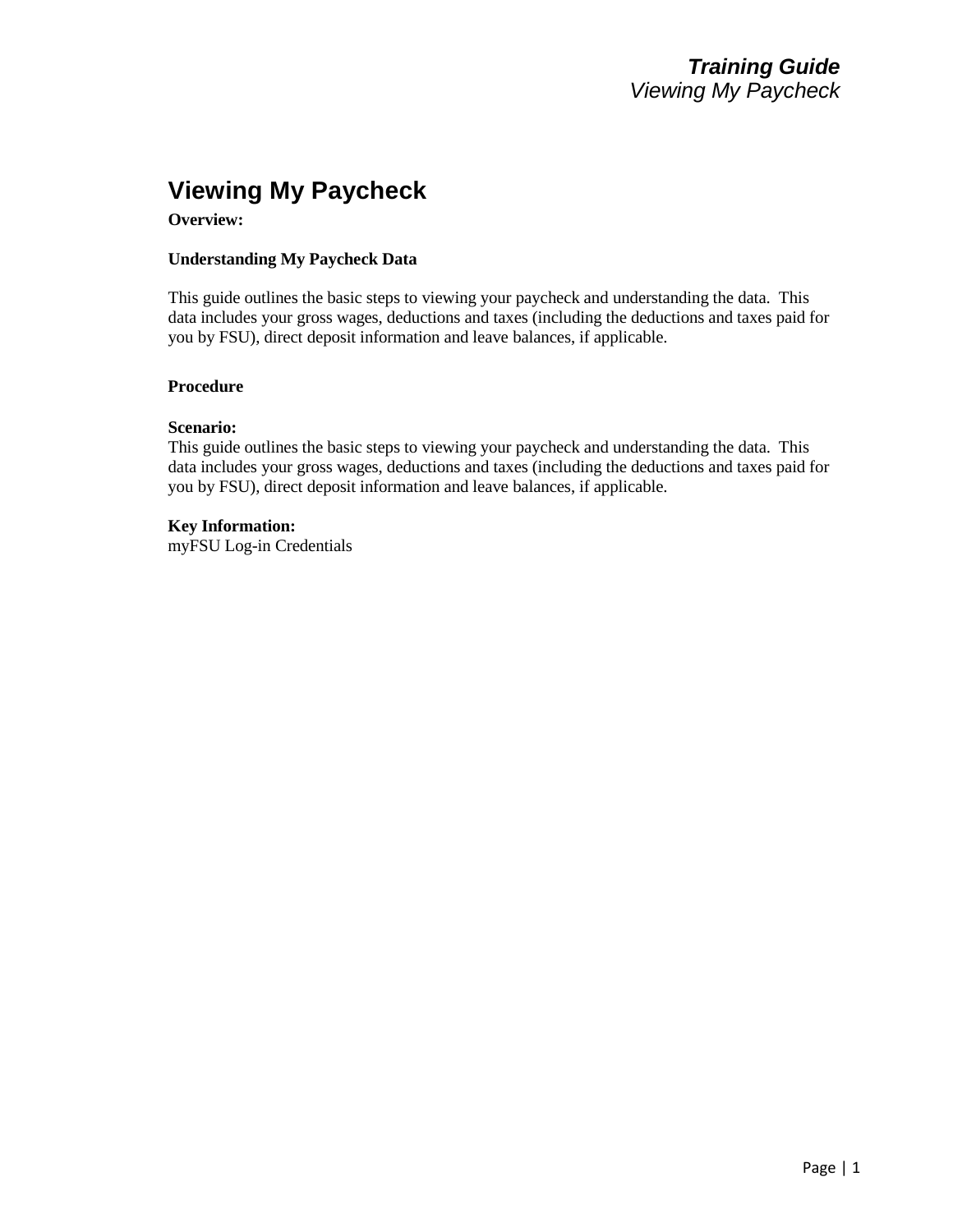# Viewing My Paycheck

**Overview:**

**Understanding My Paycheck Data**

This guide outlines the basic steps to viewing your paycheck and understanding the data. This data includes your gross wages, deductions and taxes (including the deductions and taxes paid for you by FSU), direct deposit information and leave balances, if applicable.

**Procedure**

**Scenario:**
This guide outlines the basic steps to viewing your paycheck and understanding the data. This data includes your gross wages, deductions and taxes (including the deductions and taxes paid for you by FSU), direct deposit information and leave balances, if applicable.

**Key Information:**
myFSU Log-in Credentials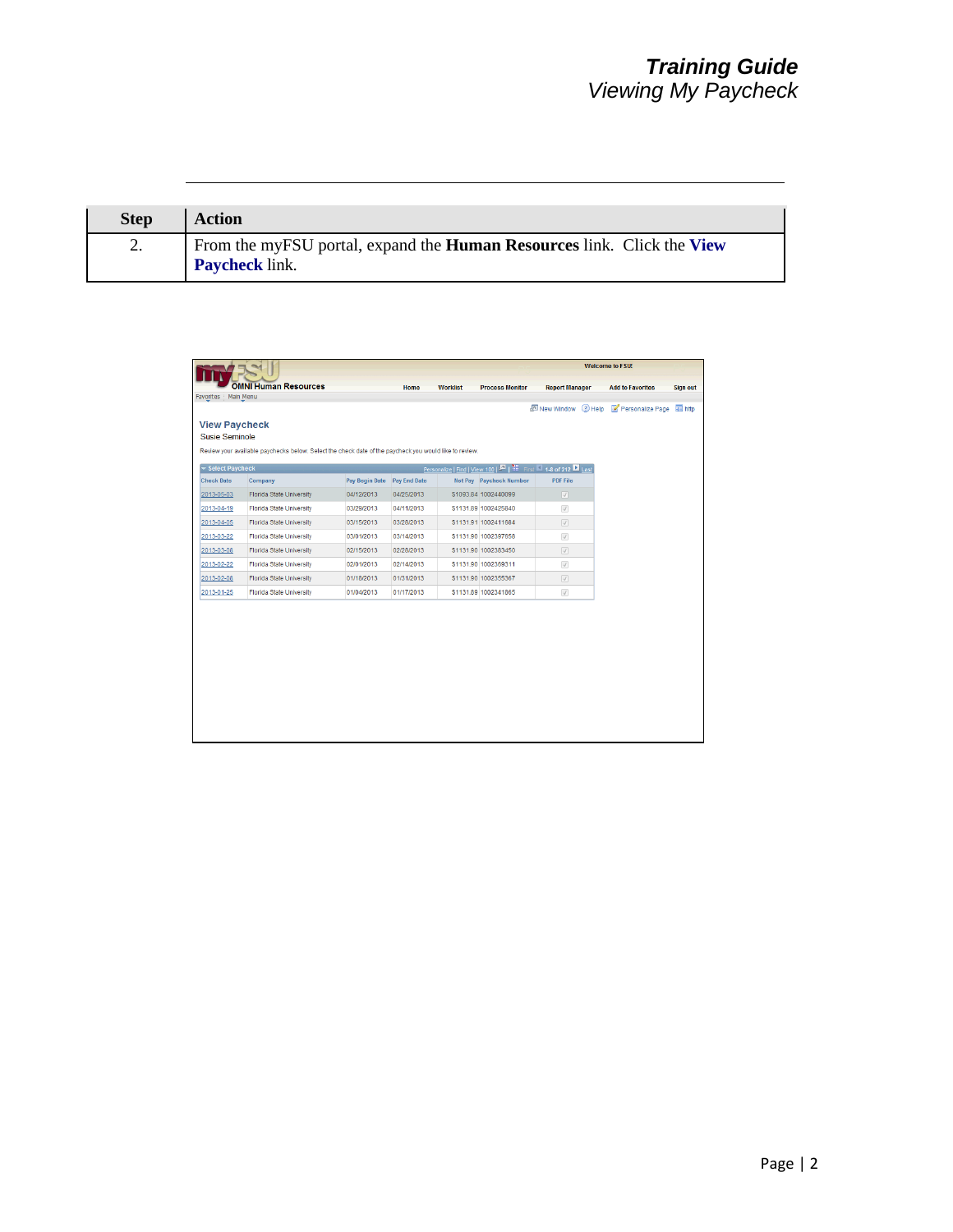| Step | Action |
| --- | --- |
| 2. | From the myFSU portal, expand the **Human Resources** link. Click the **View Paycheck** link. |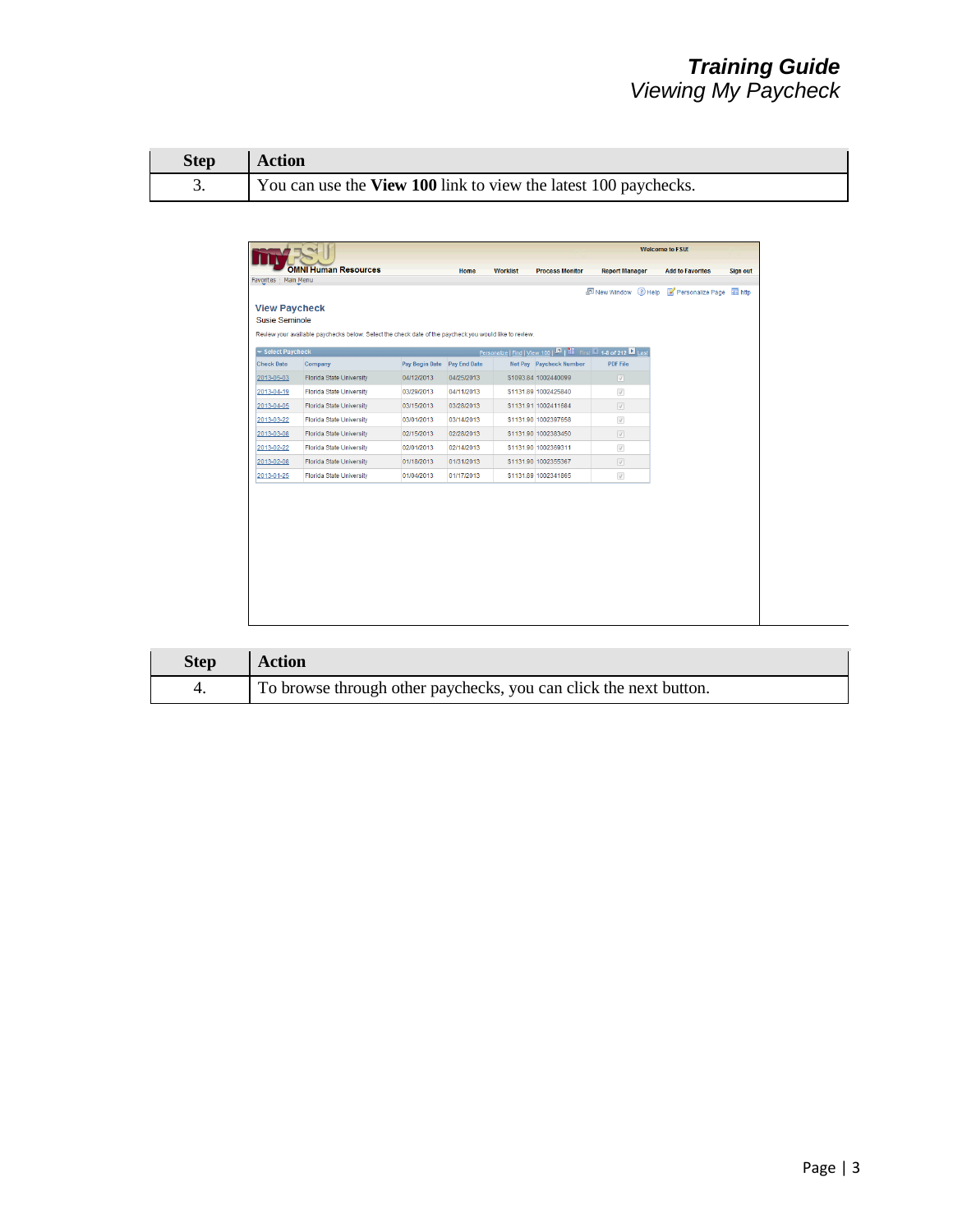| Step | Action |
| --- | --- |
| 3. | You can use the **View 100** link to view the latest 100 paychecks. |

| Step | Action |
| --- | --- |
| 4. | To browse through other paychecks, you can click the next button. |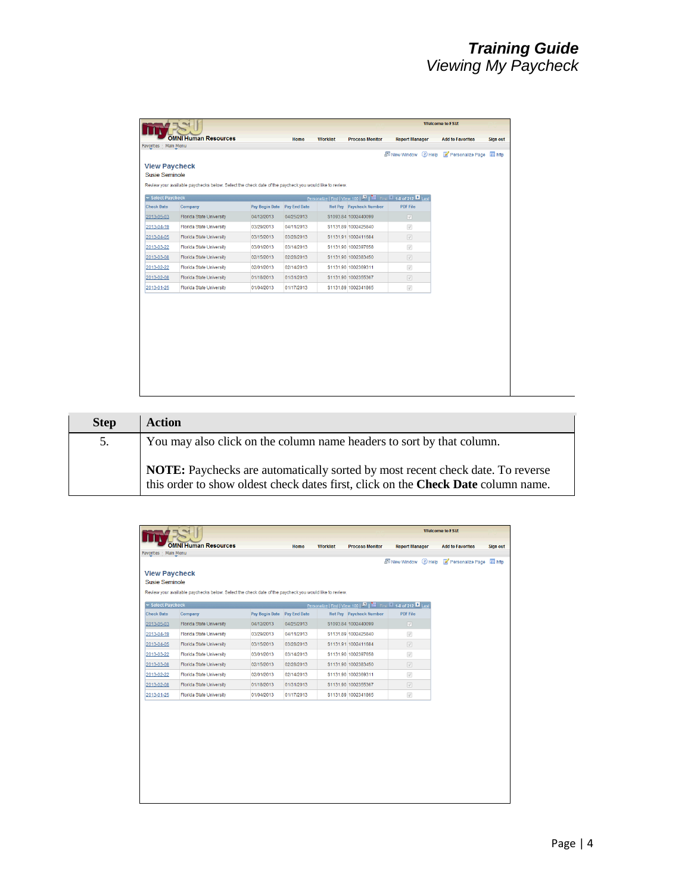| Step | Action |
| --- | --- |
| 5. | You may also click on the column name headers to sort by that column.<br><br>**NOTE:** Paychecks are automatically sorted by most recent check date. To reverse this order to show oldest check dates first, click on the **Check Date** column name. |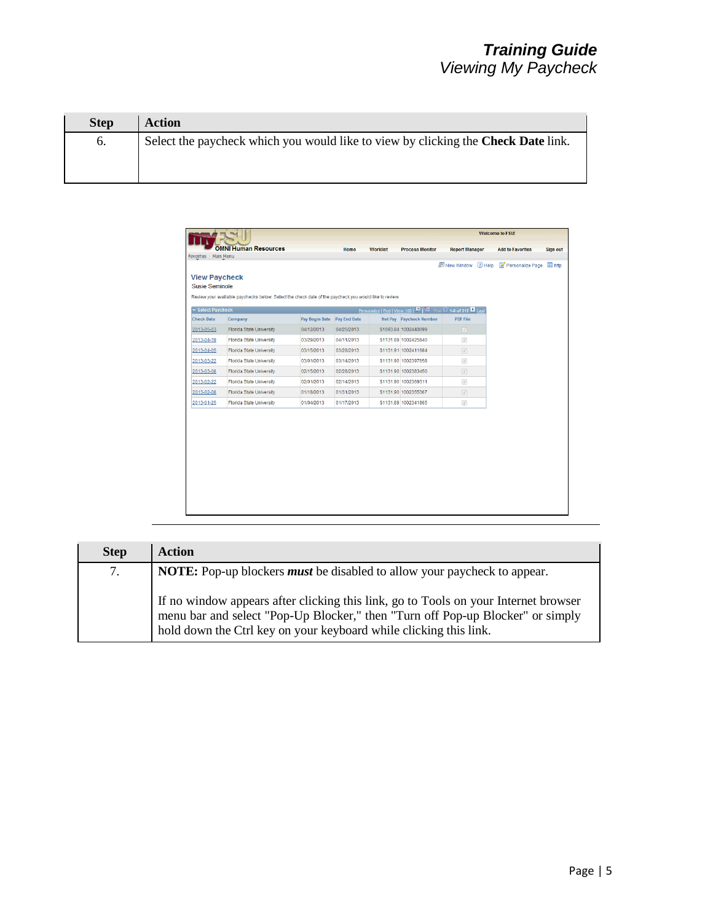| Step | Action |
|---|---|
| 6. | Select the paycheck which you would like to view by clicking the **Check Date** link. |

| Step | Action |
|---|---|
| 7. | **NOTE:** Pop-up blockers ***must*** be disabled to allow your paycheck to appear.<br><br>If no window appears after clicking this link, go to Tools on your Internet browser menu bar and select "Pop-Up Blocker," then "Turn off Pop-up Blocker" or simply hold down the Ctrl key on your keyboard while clicking this link. |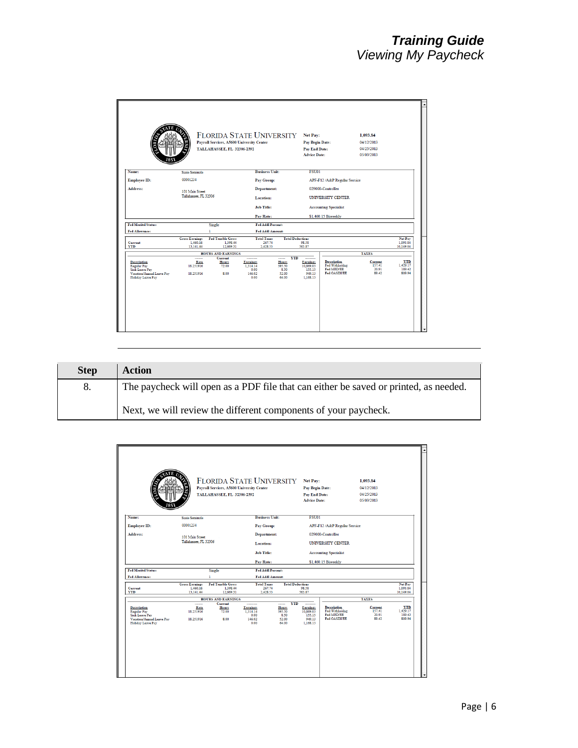| Step | Action |
| --- | --- |
| 8. | The paycheck will open as a PDF file that can either be saved or printed, as needed.<br><br>Next, we will review the different components of your paycheck. |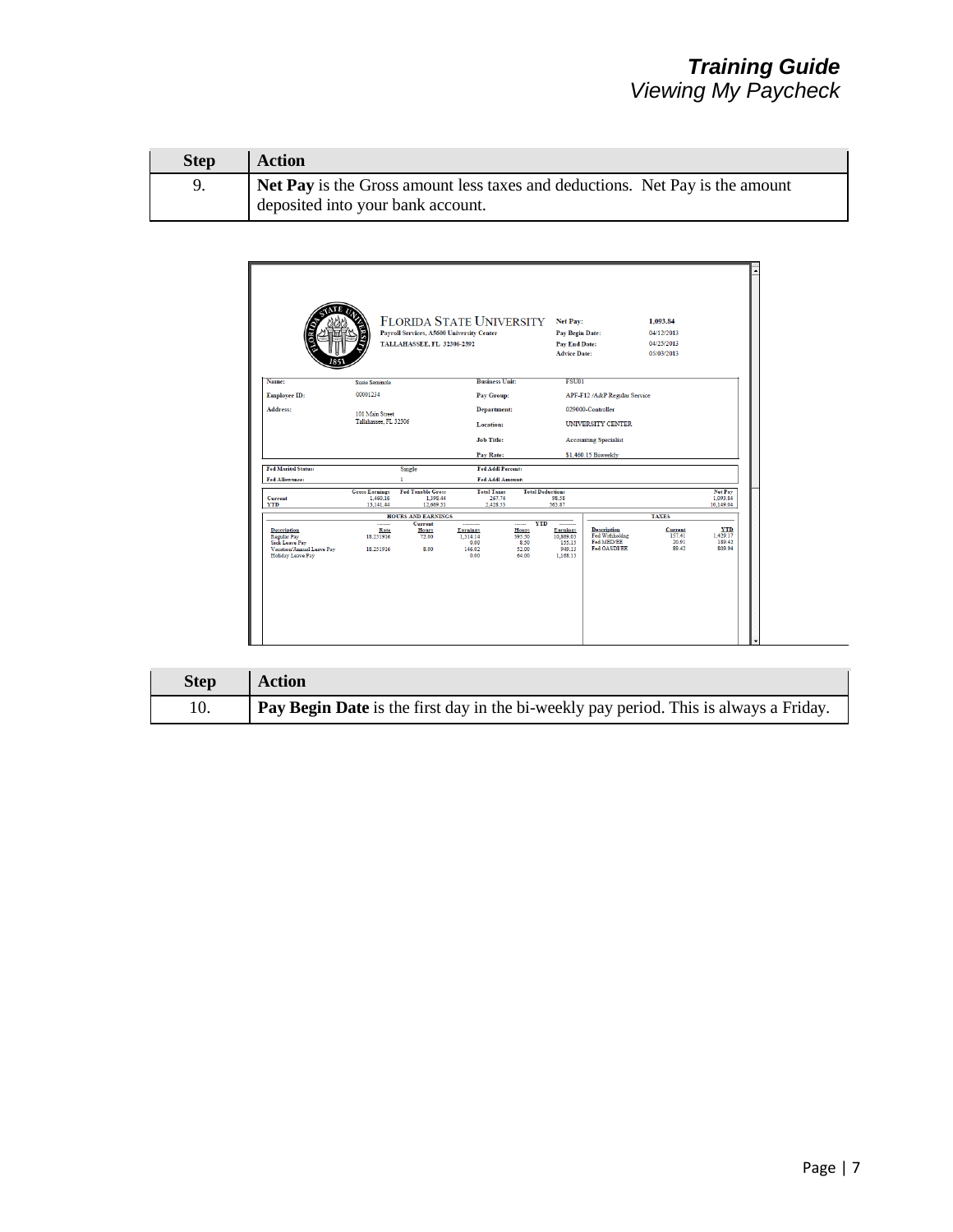| Step | Action |
|---|---|
| 9. | **Net Pay** is the Gross amount less taxes and deductions. Net Pay is the amount deposited into your bank account. |

FLORIDA STATE UNIVERSITY
Payroll Services, A5600 University Center
TALLAHASSEE, FL 32306-2392

| | |
|---|---|
| Net Pay: | 1,093.84 |
| Pay Begin Date: | 04/12/2013 |
| Pay End Date: | 04/25/2013 |
| Advice Date: | 05/03/2013 |

| | | | |
|---|---|---|---|
| Name: | Susie Seminole | Business Unit: | FSU01 |
| Employee ID: | 00001234 | Pay Group: | APF-F12 /A&P Regular Service |
| Address: | 101 Main Street Tallahassee, FL 32306 | Department: | 029000-Controller |
| | | Location: | UNIVERSITY CENTER |
| | | Job Title: | Accounting Specialist |
| | | Pay Rate: | $1,460.15 Biweekly |

| | | | |
|---|---|---|---|
| Fed Marital Status: | Single | Fed Addl Percent: | |
| Fed Allowances: | 1 | Fed Addl Amount: | |

| | Gross Earnings | Fed Taxable Gross | Total Taxes | Total Deductions | Net Pay |
|---|---|---|---|---|---|
| Current | 1,460.16 | 1,398.44 | 267.74 | 98.58 | 1,093.84 |
| YTD | 13,141.44 | 12,669.31 | 2,428.33 | 563.87 | 10,149.04 |

HOURS AND EARNINGS

| | Current | | | YTD | |
|---|---|---|---|---|---|
| Description | Rate | Hours | Earnings | Hours | Earnings |
| Regular Pay | 18.251916 | 72.00 | 1,314.14 | 595.50 | 10,869.03 |
| Sick Leave Pay | | | 0.00 | 8.50 | 155.15 |
| Vacation/Annual Leave Pay | 18.251916 | 8.00 | 146.02 | 52.00 | 949.13 |
| Holiday Leave Pay | | | 0.00 | 64.00 | 1,168.13 |

TAXES

| Description | Current | YTD |
|---|---|---|
| Fed Withholdng | 157.41 | 1,429.17 |
| Fed MED/EE | 20.91 | 189.42 |
| Fed OASDI/EE | 89.42 | 809.94 |

| Step | Action |
|---|---|
| 10. | **Pay Begin Date** is the first day in the bi-weekly pay period. This is always a Friday. |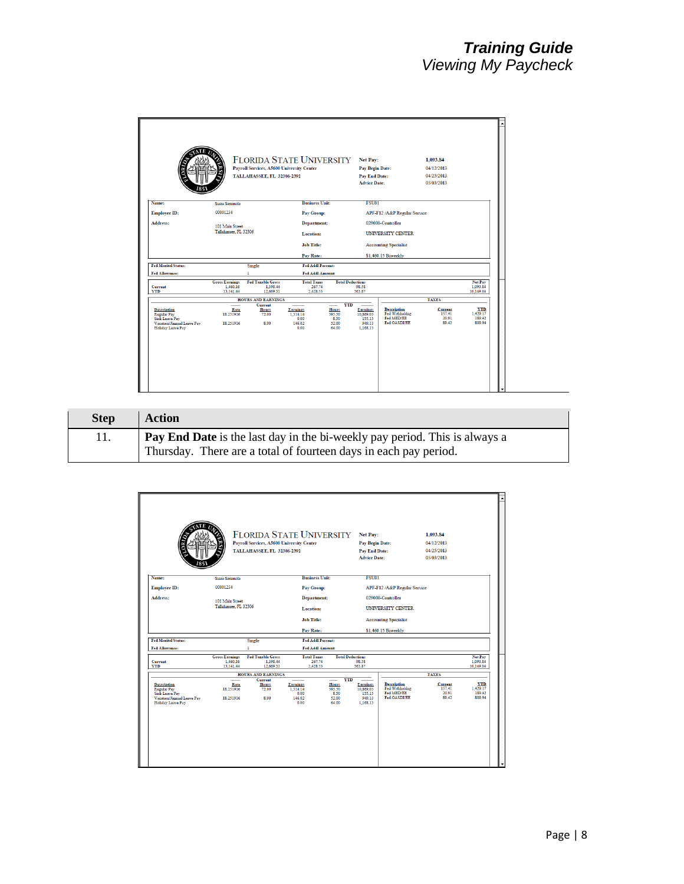| Step | Action |
| --- | --- |
| 11. | **Pay End Date** is the last day in the bi-weekly pay period. This is always a Thursday. There are a total of fourteen days in each pay period. |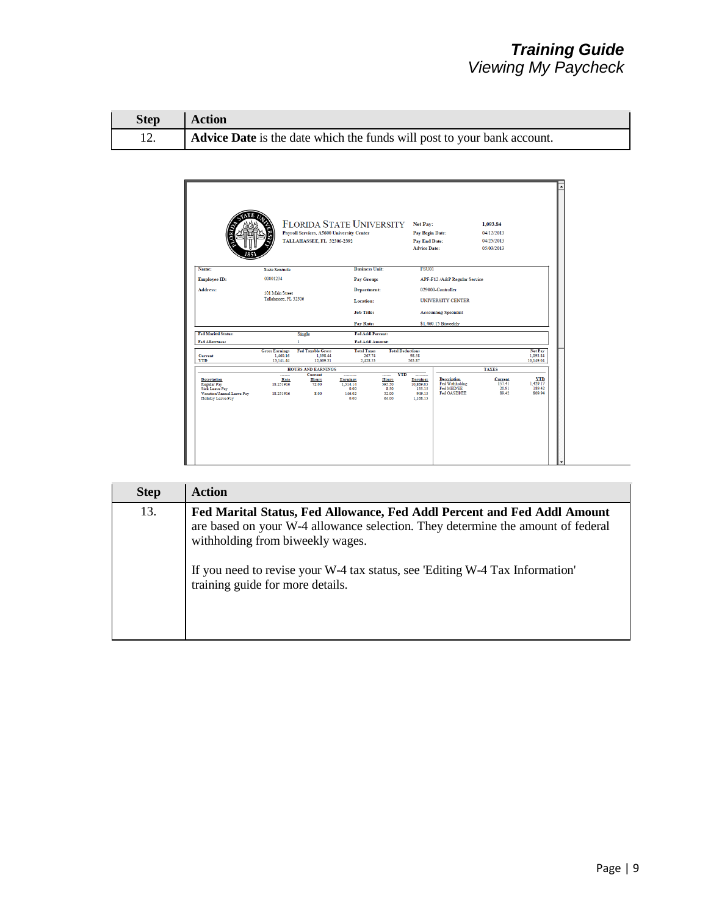| Step | Action |
| --- | --- |
| 12. | **Advice Date** is the date which the funds will post to your bank account. |

FLORIDA STATE UNIVERSITY
Payroll Services, A5600 University Center
TALLAHASSEE, FL 32306-2392

| | |
| --- | --- |
| Net Pay: | 1,093.84 |
| Pay Begin Date: | 04/12/2013 |
| Pay End Date: | 04/25/2013 |
| Advice Date: | 05/03/2013 |

| | | | |
| --- | --- | --- | --- |
| Name: | Susie Seminole | Business Unit: | FSU01 |
| Employee ID: | 00001234 | Pay Group: | APF-F12 /A&P Regular Service |
| Address: | 101 Main Street Tallahassee, FL 32306 | Department: | 029000-Controller |
| | | Location: | UNIVERSITY CENTER |
| | | Job Title: | Accounting Specialist |
| | | Pay Rate: | $1,460.15 Biweekly |

| | | | |
| --- | --- | --- | --- |
| Fed Marital Status: | Single | Fed Addl Percent: | |
| Fed Allowance: | 1 | Fed Addl Amount: | |

| | Gross Earnings | Fed Taxable Gross | Total Taxes | Total Deductions | Net Pay |
| --- | --- | --- | --- | --- | --- |
| Current | 1,460.16 | 1,398.44 | 267.74 | 98.58 | 1,093.84 |
| YTD | 13,141.44 | 12,669.31 | 2,428.33 | 563.87 | 10,149.04 |

HOURS AND EARNINGS

| Description | Rate | Current Hours | Current Earnings | YTD Hours | YTD Earnings |
| --- | --- | --- | --- | --- | --- |
| Regular Pay | 18.251936 | 72.00 | 1,314.14 | 595.50 | 10,869.03 |
| Sick Leave Pay | | | 0.00 | 8.50 | 155.15 |
| Vacation/Annual Leave Pay | 18.251936 | 8.00 | 146.02 | 52.00 | 949.13 |
| Holiday Leave Pay | | | 0.00 | 64.00 | 1,168.13 |

TAXES

| Description | Current | YTD |
| --- | --- | --- |
| Fed Withholdng | 157.41 | 1,429.17 |
| Fed MED/EE | 20.91 | 189.42 |
| Fed OASDI/EE | 89.42 | 809.94 |

| Step | Action |
| --- | --- |
| 13. | **Fed Marital Status, Fed Allowance, Fed Addl Percent and Fed Addl Amount** are based on your W-4 allowance selection. They determine the amount of federal withholding from biweekly wages.<br><br>If you need to revise your W-4 tax status, see 'Editing W-4 Tax Information' training guide for more details. |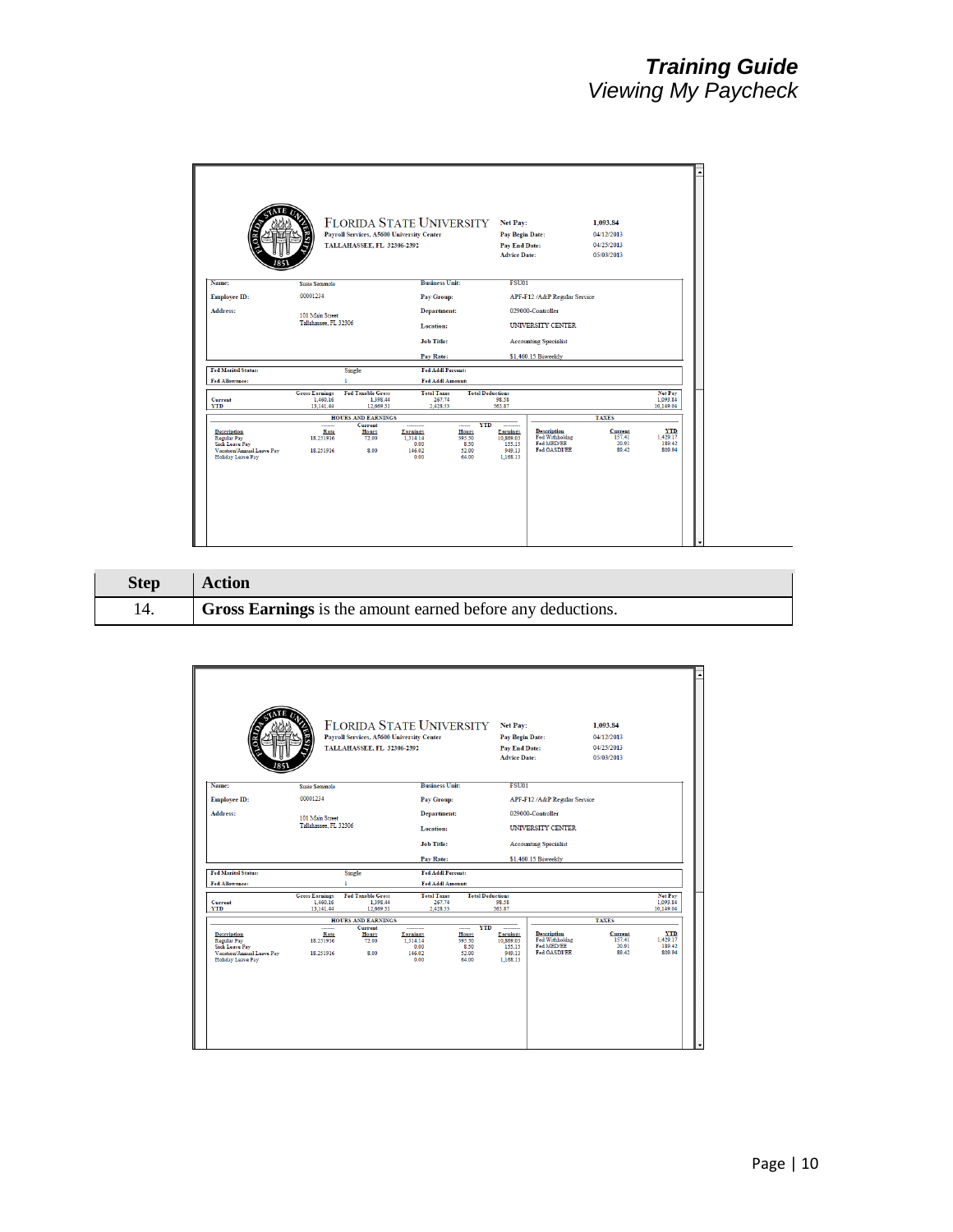| Step | Action |
|---|---|
| 14. | **Gross Earnings** is the amount earned before any deductions. |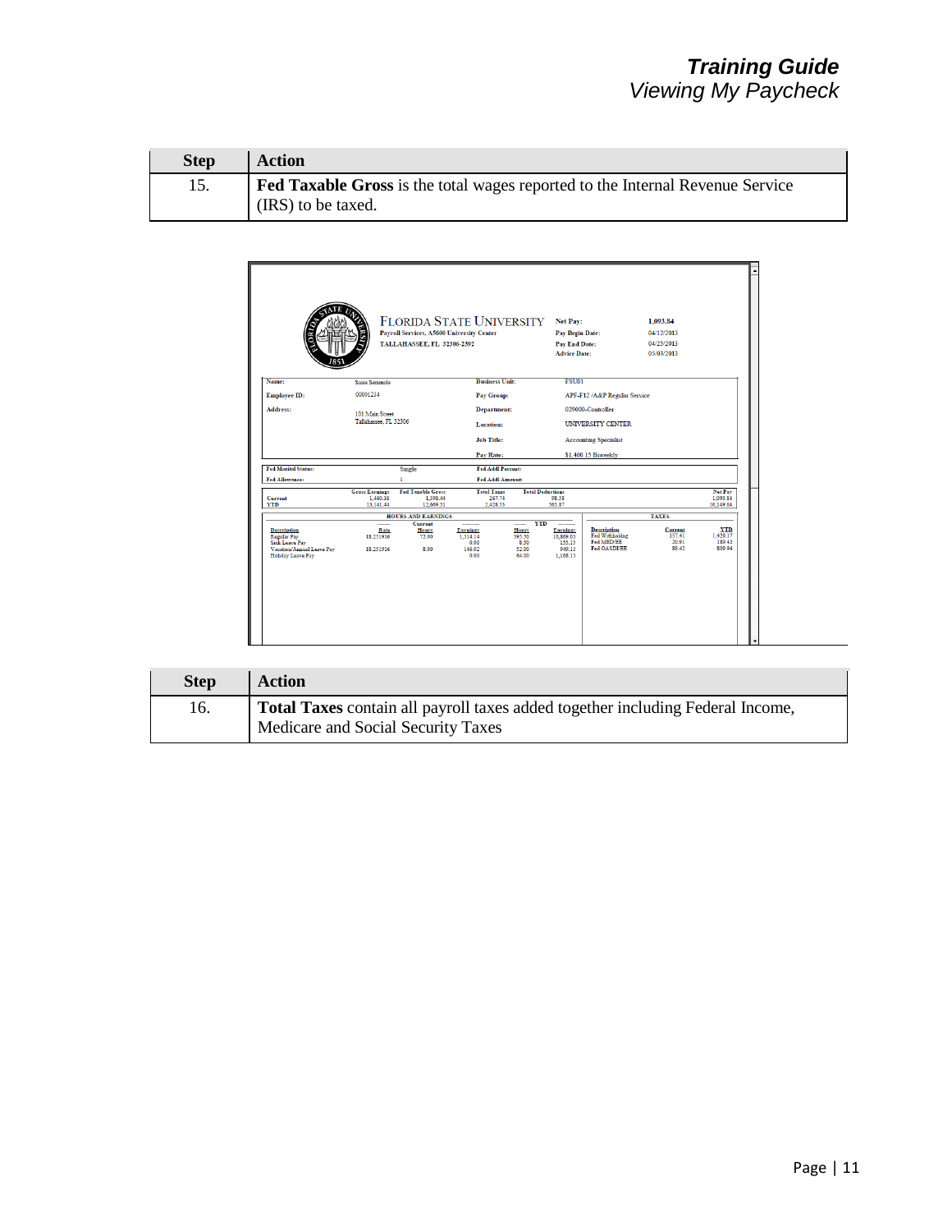| Step | Action |
| --- | --- |
| 15. | **Fed Taxable Gross** is the total wages reported to the Internal Revenue Service (IRS) to be taxed. |

FLORIDA STATE UNIVERSITY
Payroll Services, A5600 University Center
TALLAHASSEE, FL 32306-2392

| | |
| --- | --- |
| Net Pay: | 1,093.84 |
| Pay Begin Date: | 04/12/2013 |
| Pay End Date: | 04/25/2013 |
| Advice Date: | 05/03/2013 |

| | | | |
| --- | --- | --- | --- |
| Name: | Susie Seminole | Business Unit: | FSU01 |
| Employee ID: | 00001234 | Pay Group: | APF-F12 /A&P Regular Service |
| Address: | 101 Main Street Tallahassee, FL 32306 | Department: | 029000-Controller |
| | | Location: | UNIVERSITY CENTER |
| | | Job Title: | Accounting Specialist |
| | | Pay Rate: | $1,460.15 Biweekly |

| | | | |
| --- | --- | --- | --- |
| Fed Marital Status: | Single | Fed Addl Percent: | |
| Fed Allowances: | 1 | Fed Addl Amount: | |

| | Gross Earnings | Fed Taxable Gross | Total Taxes | Total Deductions | Net Pay |
| --- | --- | --- | --- | --- | --- |
| Current | 1,460.16 | 1,398.44 | 267.74 | 98.58 | 1,093.84 |
| YTD | 13,141.44 | 12,669.31 | 2,428.53 | 563.87 | 10,149.04 |

**HOURS AND EARNINGS**

| Description | Rate | Current Hours | Current Earnings | YTD Hours | YTD Earnings |
| --- | --- | --- | --- | --- | --- |
| Regular Pay | 18.251916 | 72.00 | 1,314.14 | 595.50 | 10,869.03 |
| Sick Leave Pay | | | 0.00 | 8.50 | 155.15 |
| Vacation/Annual Leave Pay | 18.251916 | 8.00 | 146.02 | 52.00 | 949.13 |
| Holiday Leave Pay | | | 0.00 | 64.00 | 1,168.13 |

**TAXES**

| Description | Current | YTD |
| --- | --- | --- |
| Fed Withholding | 157.41 | 1,429.17 |
| Fed MED/EE | 20.91 | 189.42 |
| Fed OASDI/EE | 89.42 | 809.94 |

| Step | Action |
| --- | --- |
| 16. | **Total Taxes** contain all payroll taxes added together including Federal Income, Medicare and Social Security Taxes |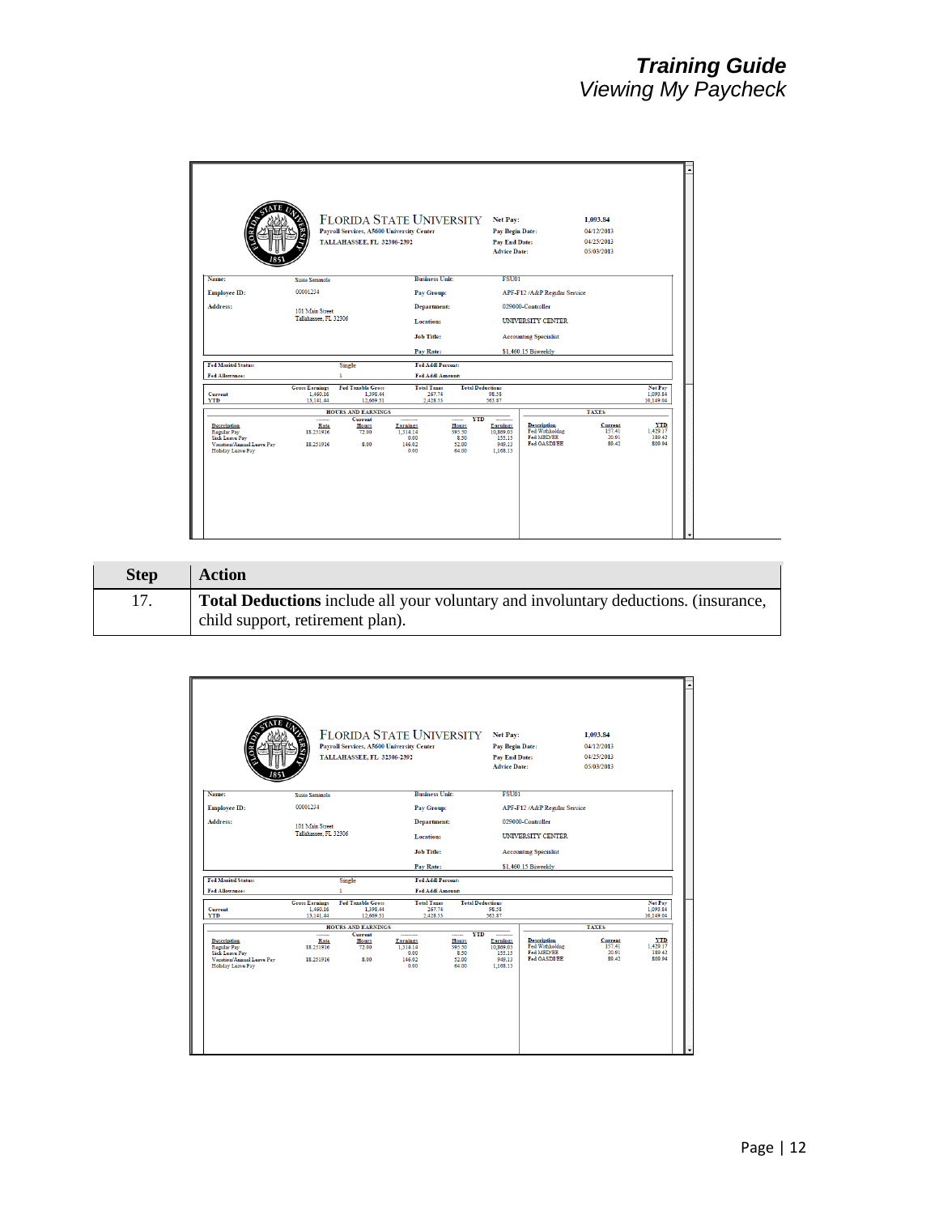| Step | Action |
|---|---|
| 17. | **Total Deductions** include all your voluntary and involuntary deductions. (insurance, child support, retirement plan). |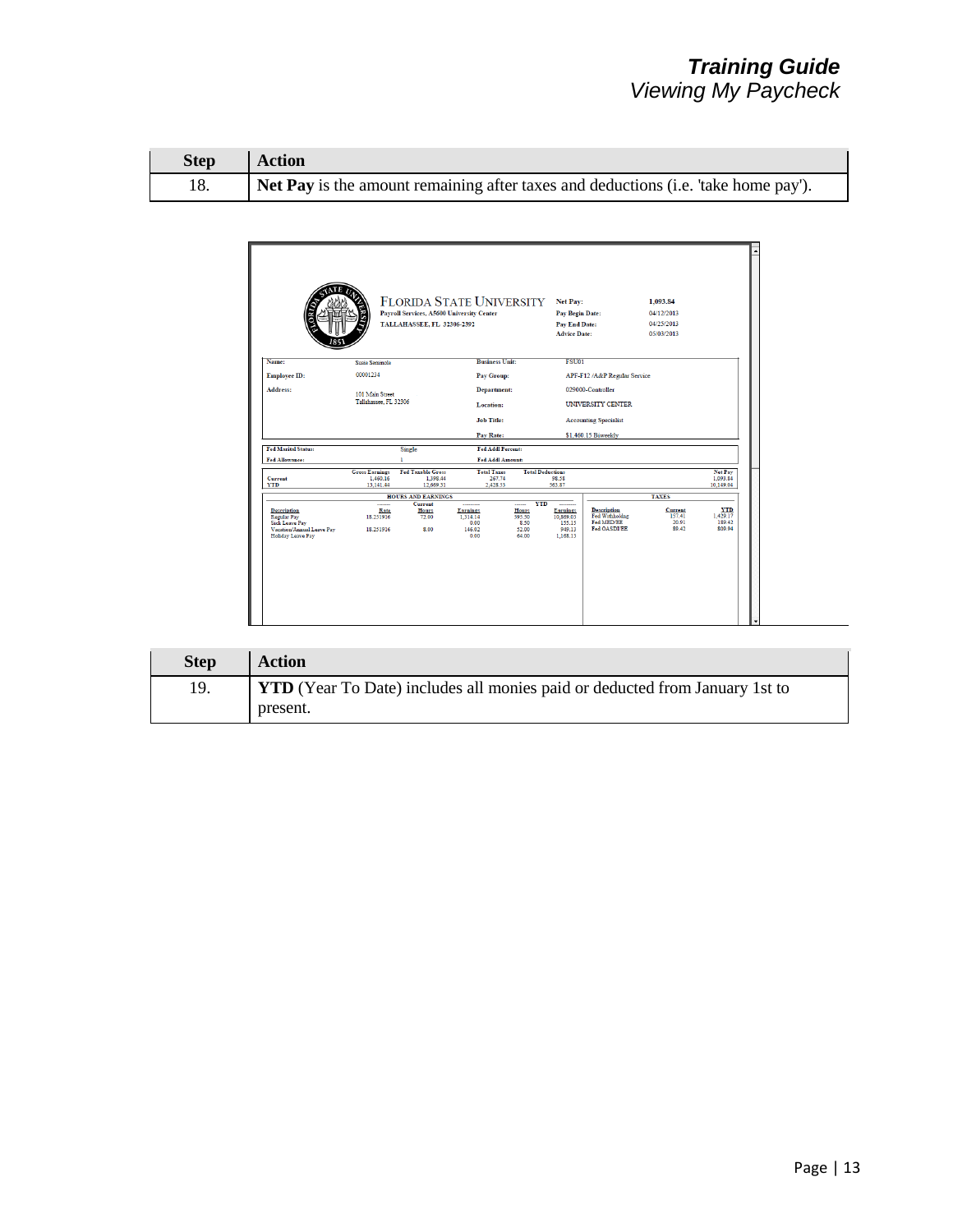| Step | Action |
| --- | --- |
| 18. | **Net Pay** is the amount remaining after taxes and deductions (i.e. 'take home pay'). |

FLORIDA STATE UNIVERSITY
Payroll Services, A5600 University Center
TALLAHASSEE, FL 32306-2392

| | |
| --- | --- |
| Net Pay: | 1,093.84 |
| Pay Begin Date: | 04/12/2013 |
| Pay End Date: | 04/25/2013 |
| Advice Date: | 05/03/2013 |

| | | | |
| --- | --- | --- | --- |
| Name: | Susie Seminole | Business Unit: | FSU01 |
| Employee ID: | 00001234 | Pay Group: | APF-F12 /A&P Regular Service |
| Address: | 101 Main Street Tallahassee, FL 32306 | Department: | 029000-Controller |
| | | Location: | UNIVERSITY CENTER |
| | | Job Title: | Accounting Specialist |
| | | Pay Rate: | $1,460.15 Biweekly |

| | | | |
| --- | --- | --- | --- |
| Fed Marital Status: | Single | Fed Addl Percent: | |
| Fed Allowance: | 1 | Fed Addl Amount: | |

| | Gross Earnings | Fed Taxable Gross | Total Taxes | Total Deductions | Net Pay |
| --- | --- | --- | --- | --- | --- |
| Current | 1,460.16 | 1,398.44 | 267.74 | 98.58 | 1,093.84 |
| YTD | 13,141.44 | 12,669.31 | 2,428.33 | 563.87 | 10,149.04 |

HOURS AND EARNINGS

| Description | Rate | Current Hours | Current Earnings | YTD Hours | YTD Earnings |
| --- | --- | --- | --- | --- | --- |
| Regular Pay | 18.251936 | 72.00 | 1,314.14 | 595.50 | 10,869.03 |
| Sick Leave Pay | | | 0.00 | 8.50 | 155.15 |
| Vacation/Annual Leave Pay | 18.251936 | 8.00 | 146.02 | 52.00 | 949.13 |
| Holiday Leave Pay | | | 0.00 | 64.00 | 1,168.13 |

TAXES

| Description | Current | YTD |
| --- | --- | --- |
| Fed Withholdng | 157.41 | 1,429.17 |
| Fed MED/EE | 20.91 | 189.42 |
| Fed OASDI/EE | 89.42 | 809.94 |

| Step | Action |
| --- | --- |
| 19. | **YTD** (Year To Date) includes all monies paid or deducted from January 1st to present. |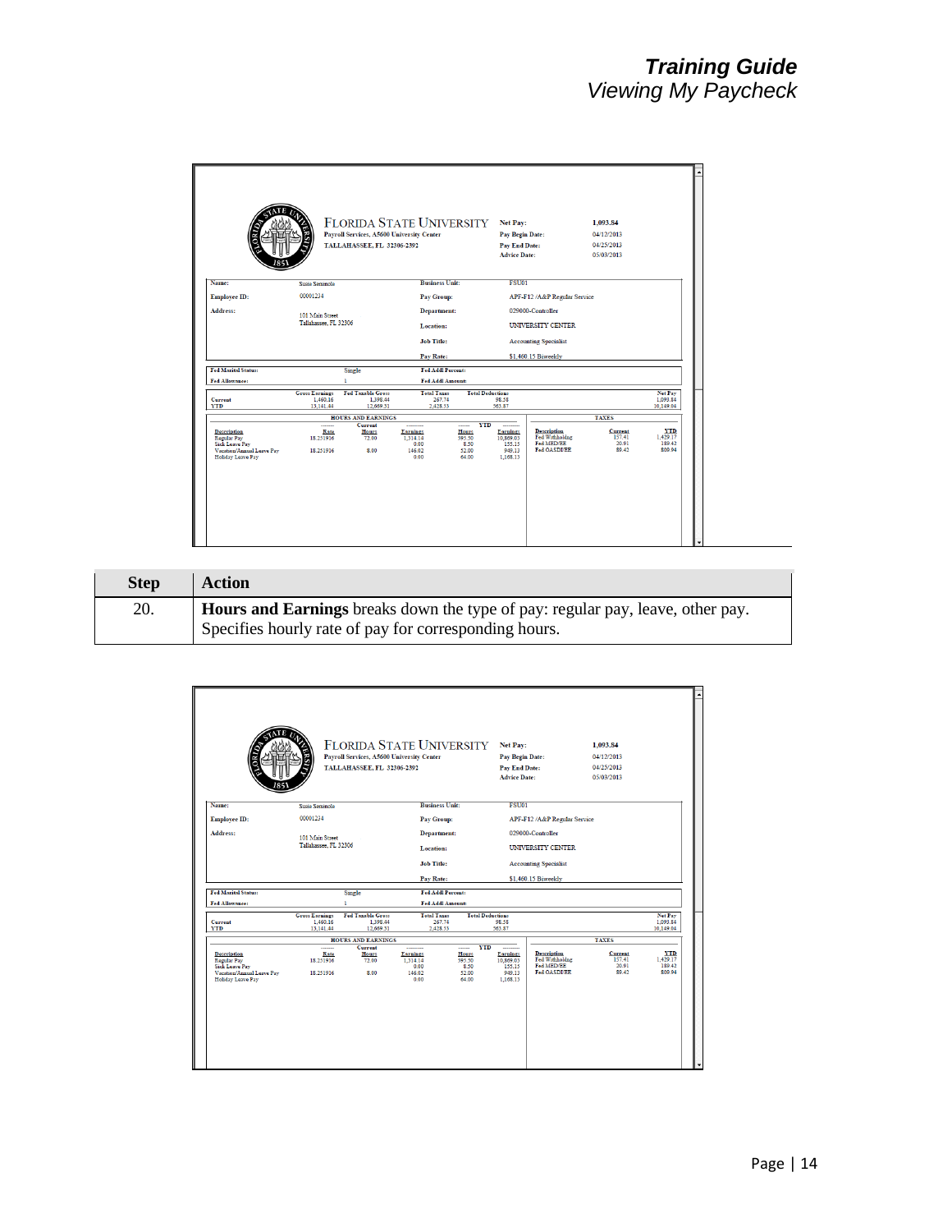FLORIDA STATE UNIVERSITY
Payroll Services, A5600 University Center
TALLAHASSEE, FL 32306-2392

| | |
|---|---|
| Net Pay: | 1,093.84 |
| Pay Begin Date: | 04/12/2013 |
| Pay End Date: | 04/25/2013 |
| Advice Date: | 05/03/2013 |

| | | | |
|---|---|---|---|
| Name: | Susie Seminole | Business Unit: | FSU01 |
| Employee ID: | 00001234 | Pay Group: | APF-F12 /A&P Regular Service |
| Address: | 101 Main Street Tallahassee, FL 32306 | Department: | 029000-Controller |
| | | Location: | UNIVERSITY CENTER |
| | | Job Title: | Accounting Specialist |
| | | Pay Rate: | $1,460.15 Biweekly |

| | | | |
|---|---|---|---|
| Fed Marital Status: | Single | Fed Addl Percent: | |
| Fed Allowance: | 1 | Fed Addl Amount: | |

| | Gross Earnings | Fed Taxable Gross | Total Taxes | Total Deductions | Net Pay |
|---|---|---|---|---|---|
| Current | 1,460.16 | 1,398.44 | 267.74 | 98.58 | 1,093.84 |
| YTD | 13,141.44 | 12,669.31 | 2,428.33 | 563.87 | 10,149.04 |

HOURS AND EARNINGS

| Description | Rate | Current Hours | Current Earnings | YTD Hours | YTD Earnings |
|---|---|---|---|---|---|
| Regular Pay | 18.251916 | 72.00 | 1,314.14 | 595.50 | 10,869.03 |
| Sick Leave Pay | | | 0.00 | 8.50 | 155.15 |
| Vacation/Annual Leave Pay | 18.251916 | 8.00 | 146.02 | 52.00 | 949.13 |
| Holiday Leave Pay | | | 0.00 | 64.00 | 1,168.13 |

TAXES

| Description | Current | YTD |
|---|---|---|
| Fed Withholdng | 157.41 | 1,429.17 |
| Fed MED/EE | 20.91 | 189.42 |
| Fed OASDI/EE | 89.42 | 809.94 |

| Step | Action |
|---|---|
| 20. | **Hours and Earnings** breaks down the type of pay: regular pay, leave, other pay. Specifies hourly rate of pay for corresponding hours. |

FLORIDA STATE UNIVERSITY
Payroll Services, A5600 University Center
TALLAHASSEE, FL 32306-2392

| | |
|---|---|
| Net Pay: | 1,093.84 |
| Pay Begin Date: | 04/12/2013 |
| Pay End Date: | 04/25/2013 |
| Advice Date: | 05/03/2013 |

| | | | |
|---|---|---|---|
| Name: | Susie Seminole | Business Unit: | FSU01 |
| Employee ID: | 00001234 | Pay Group: | APF-F12 /A&P Regular Service |
| Address: | 101 Main Street Tallahassee, FL 32306 | Department: | 029000-Controller |
| | | Location: | UNIVERSITY CENTER |
| | | Job Title: | Accounting Specialist |
| | | Pay Rate: | $1,460.15 Biweekly |

| | | | |
|---|---|---|---|
| Fed Marital Status: | Single | Fed Addl Percent: | |
| Fed Allowance: | 1 | Fed Addl Amount: | |

| | Gross Earnings | Fed Taxable Gross | Total Taxes | Total Deductions | Net Pay |
|---|---|---|---|---|---|
| Current | 1,460.16 | 1,398.44 | 267.74 | 98.58 | 1,093.84 |
| YTD | 13,141.44 | 12,669.31 | 2,428.33 | 563.87 | 10,149.04 |

HOURS AND EARNINGS

| Description | Rate | Current Hours | Current Earnings | YTD Hours | YTD Earnings |
|---|---|---|---|---|---|
| Regular Pay | 18.251916 | 72.00 | 1,314.14 | 595.50 | 10,869.03 |
| Sick Leave Pay | | | 0.00 | 8.50 | 155.15 |
| Vacation/Annual Leave Pay | 18.251916 | 8.00 | 146.02 | 52.00 | 949.13 |
| Holiday Leave Pay | | | 0.00 | 64.00 | 1,168.13 |

TAXES

| Description | Current | YTD |
|---|---|---|
| Fed Withholdng | 157.41 | 1,429.17 |
| Fed MED/EE | 20.91 | 189.42 |
| Fed OASDI/EE | 89.42 | 809.94 |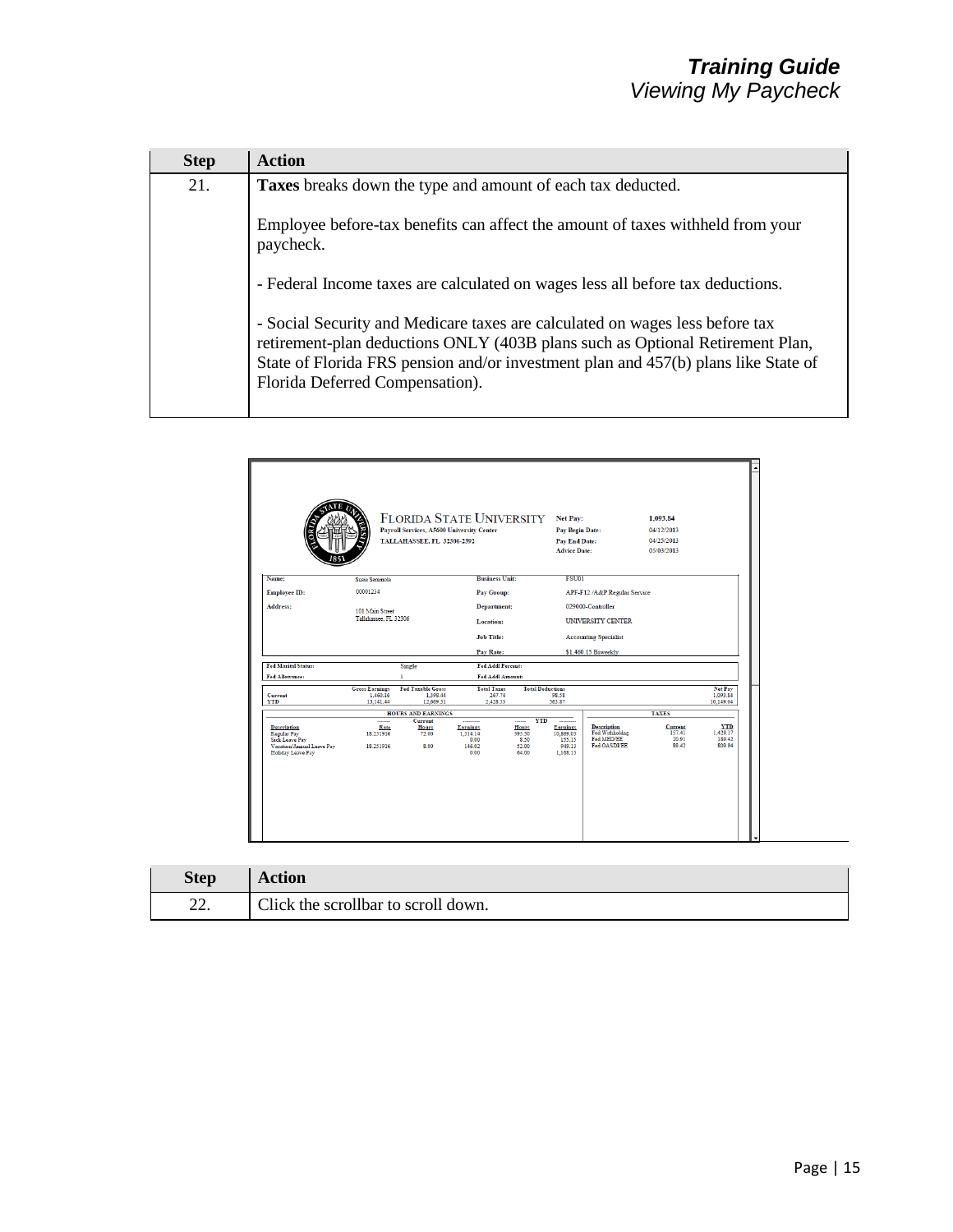| Step | Action |
| --- | --- |
| 21. | **Taxes** breaks down the type and amount of each tax deducted.<br><br>Employee before-tax benefits can affect the amount of taxes withheld from your paycheck.<br><br>- Federal Income taxes are calculated on wages less all before tax deductions.<br><br>- Social Security and Medicare taxes are calculated on wages less before tax retirement-plan deductions ONLY (403B plans such as Optional Retirement Plan, State of Florida FRS pension and/or investment plan and 457(b) plans like State of Florida Deferred Compensation). |

FLORIDA STATE UNIVERSITY
Payroll Services, A5600 University Center
TALLAHASSEE, FL 32306-2392

| | |
| --- | --- |
| Net Pay: | 1,093.84 |
| Pay Begin Date: | 04/12/2013 |
| Pay End Date: | 04/25/2013 |
| Advice Date: | 05/03/2013 |

| | | | |
| --- | --- | --- | --- |
| Name: | Susie Seminole | Business Unit: | FSU01 |
| Employee ID: | 00001234 | Pay Group: | APF-F12 /A&P Regular Service |
| Address: | 101 Main Street<br>Tallahassee, FL 32306 | Department: | 029000-Controller |
| | | Location: | UNIVERSITY CENTER |
| | | Job Title: | Accounting Specialist |
| | | Pay Rate: | $1,460.15 Biweekly |

| | | | |
| --- | --- | --- | --- |
| Fed Marital Status: | Single | Fed Addl Percent: | |
| Fed Allowance: | 1 | Fed Addl Amount: | |

| | Gross Earnings | Fed Taxable Gross | Total Taxes | Total Deductions | Net Pay |
| --- | --- | --- | --- | --- | --- |
| Current | 1,460.16 | 1,398.44 | 267.74 | 98.58 | 1,093.84 |
| YTD | 13,141.44 | 12,669.51 | 2,428.53 | 563.87 | 10,149.04 |

HOURS AND EARNINGS

| Description | Rate | Current Hours | Current Earnings | YTD Hours | YTD Earnings |
| --- | --- | --- | --- | --- | --- |
| Regular Pay | 18.251916 | 72.00 | 1,314.14 | 595.50 | 10,869.03 |
| Sick Leave Pay | | | 0.00 | 8.50 | 155.15 |
| Vacation/Annual Leave Pay | 18.251916 | 8.00 | 146.02 | 52.00 | 949.13 |
| Holiday Leave Pay | | | 0.00 | 64.00 | 1,168.13 |

TAXES

| Description | Current | YTD |
| --- | --- | --- |
| Fed Withholding | 157.41 | 1,429.17 |
| Fed MED/EE | 20.91 | 189.42 |
| Fed OASDI/EE | 89.42 | 809.94 |

| Step | Action |
| --- | --- |
| 22. | Click the scrollbar to scroll down. |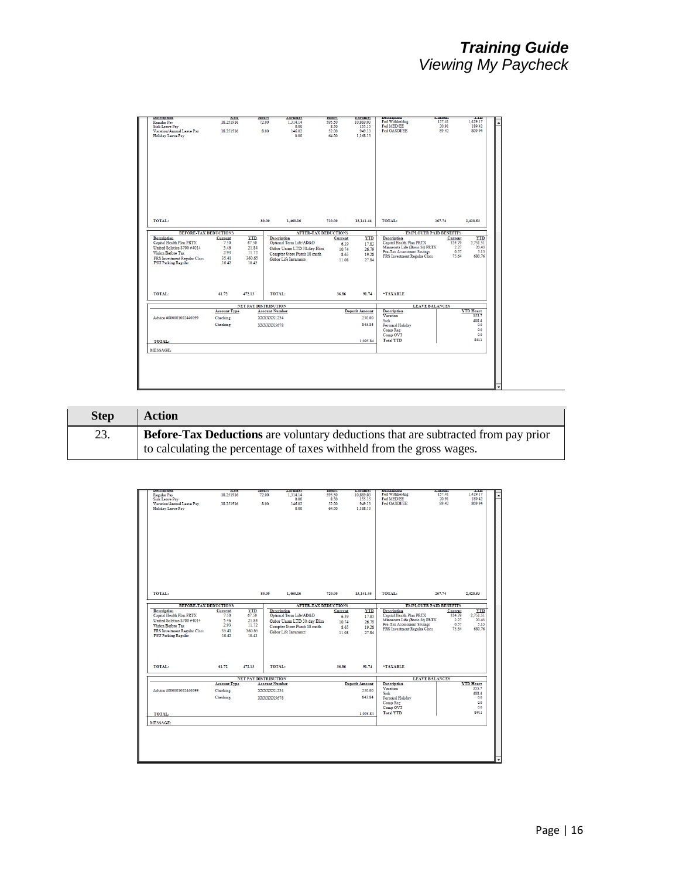# Training Guide
*Viewing My Paycheck*

| Step | Action |
|---|---|
| 23. | **Before-Tax Deductions** are voluntary deductions that are subtracted from pay prior to calculating the percentage of taxes withheld from the gross wages. |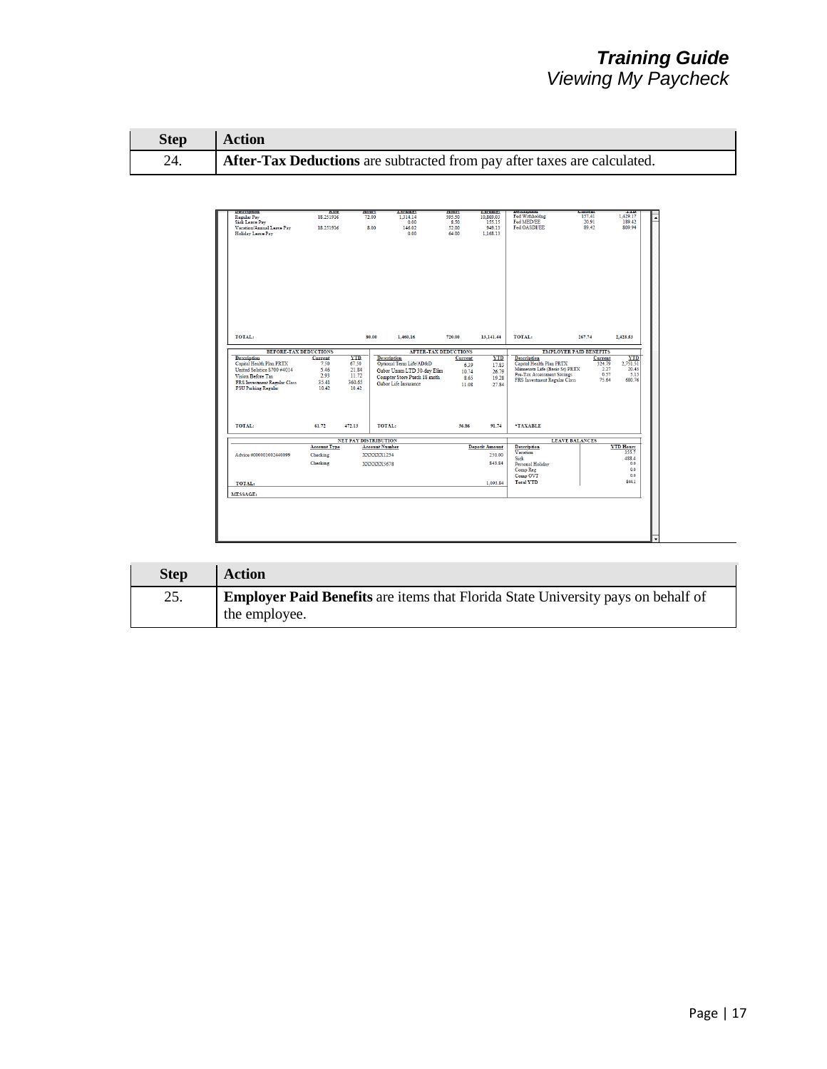| Step | Action |
|---|---|
| 24. | **After-Tax Deductions** are subtracted from pay after taxes are calculated. |

| Description | Rate | Hours | Earnings | Hours | Earnings | Description | Current | YTD |
|---|---|---|---|---|---|---|---|---|
| Regular Pay | 18.251936 | 72.00 | 1,314.14 | 595.50 | 10,869.03 | Fed Withholdng | 157.41 | 1,429.17 |
| Sick Leave Pay | | | 0.00 | 8.50 | 155.15 | Fed MED/EE | 20.91 | 189.42 |
| Vacation/Annual Leave Pay | 18.251936 | 8.00 | 146.02 | 52.00 | 949.13 | Fed OASDI/EE | 89.42 | 809.94 |
| Holiday Leave Pay | | | 0.00 | 64.00 | 1,168.13 | | | |
| TOTAL: | | 80.00 | 1,460.16 | 720.00 | 13,141.44 | TOTAL: | 267.74 | 2,428.53 |

| BEFORE-TAX DEDUCTIONS | | | AFTER-TAX DEDUCTIONS | | | EMPLOYER PAID BENEFITS | | |
|---|---|---|---|---|---|---|---|---|
| Description | Current | YTD | Description | Current | YTD | Description | Current | YTD |
| Capital Health Plan PRTX | 7.50 | 67.50 | Optional Term Life/AD&D | 6.39 | 17.83 | Capital Health Plan PRTX | 324.79 | 2,751.51 |
| United Solstice 5700 #4014 | 5.46 | 21.84 | Gabor Unum LTD 30-day Elim | 10.74 | 26.79 | Minnesota Life (Basic St) PRTX | 2.27 | 20.43 |
| Vision Before Tax | 2.93 | 11.72 | Compter Store Purch 18 mnth | 8.65 | 19.28 | Pre-Tax Assessment Savings | 0.57 | 5.13 |
| FRS Investment Regular Class | 55.41 | 360.65 | Gabor Life Insurance | 11.08 | 27.84 | FRS Investment Regular Class | 75.64 | 680.76 |
| FSU Parking Regular | 10.42 | 10.42 | | | | | | |
| TOTAL: | 61.72 | 472.13 | TOTAL: | 36.86 | 91.74 | *TAXABLE | | |

| NET PAY DISTRIBUTION | | | | LEAVE BALANCES | |
|---|---|---|---|---|---|
| | Account Type | Account Number | Deposit Amount | Description | YTD Hours |
| Advice #000001002440099 | Checking | XXXXXX1234 | 250.00 | Vacation | 355.7 |
| | Checking | XXXXXX5678 | 843.84 | Sick | 488.4 |
| | | | | Personal Holiday | 0.0 |
| | | | | Comp Reg | 0.0 |
| | | | | Comp OVT | 0.0 |
| TOTAL: | | | 1,093.84 | Total YTD | 844.1 |

MESSAGE:

| Step | Action |
|---|---|
| 25. | **Employer Paid Benefits** are items that Florida State University pays on behalf of the employee. |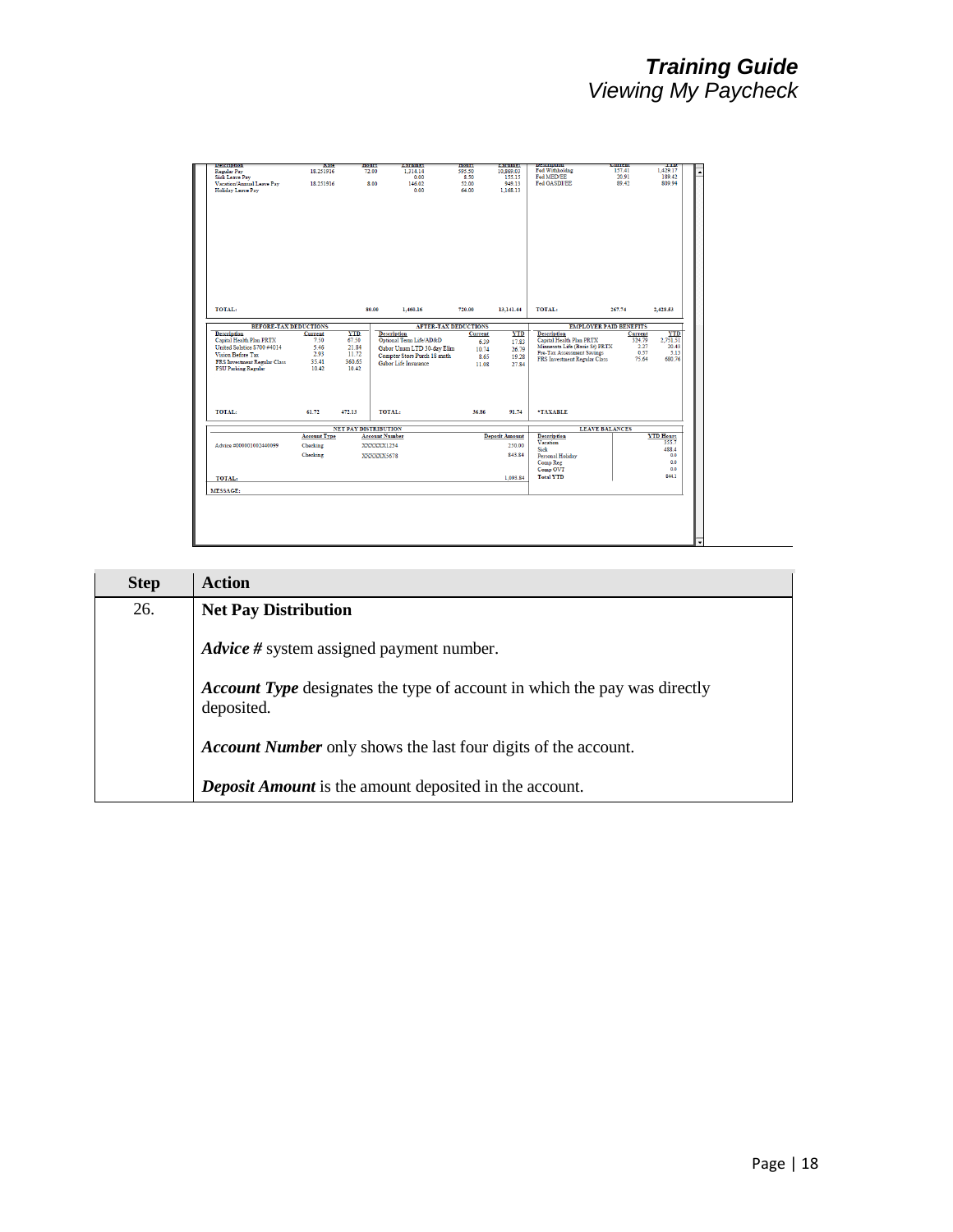| Step | Action |
|---|---|
| 26. | **Net Pay Distribution**<br><br>***Advice #*** system assigned payment number.<br><br>***Account Type*** designates the type of account in which the pay was directly deposited.<br><br>***Account Number*** only shows the last four digits of the account.<br><br>***Deposit Amount*** is the amount deposited in the account. |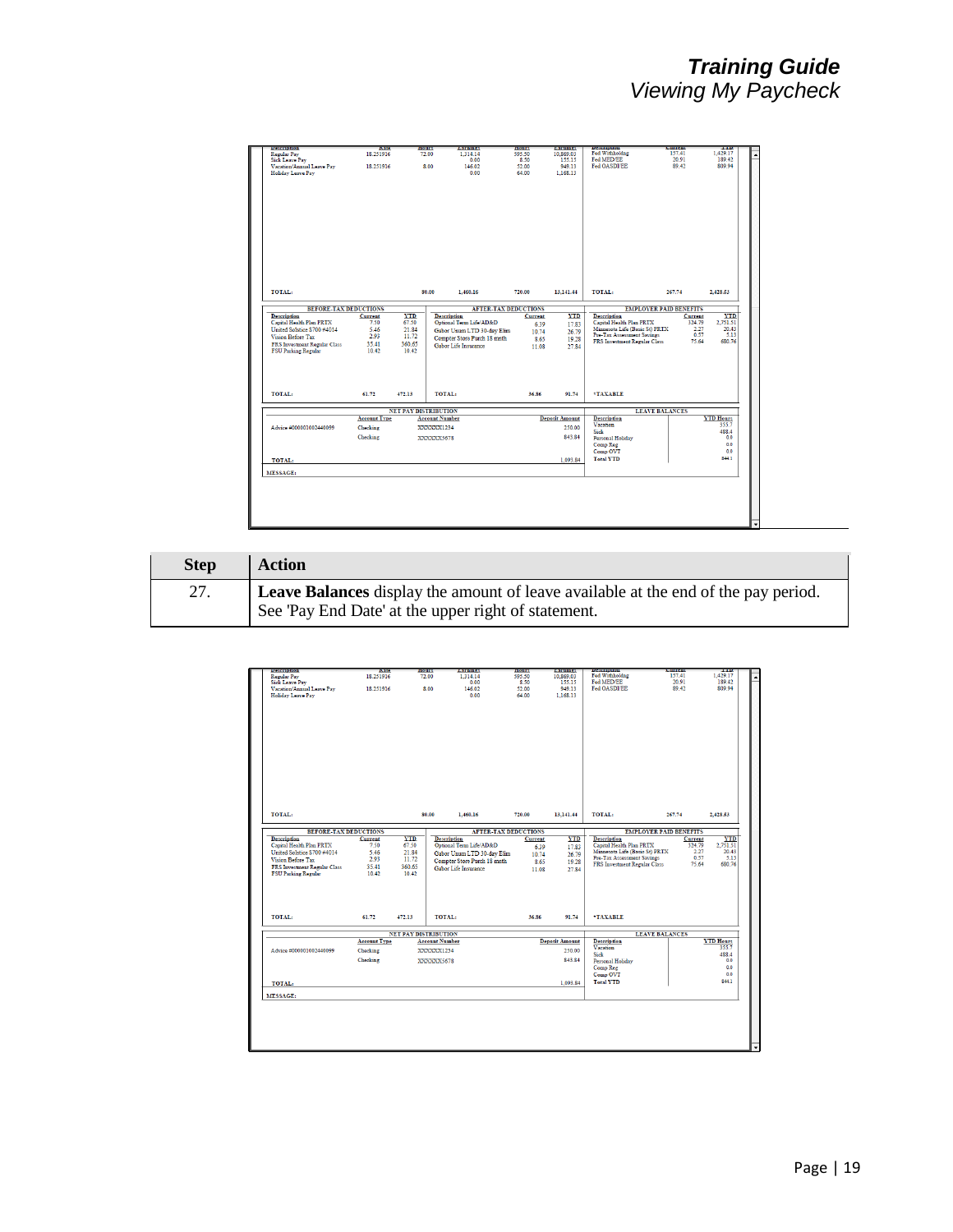| Step | Action |
| --- | --- |
| 27. | **Leave Balances** display the amount of leave available at the end of the pay period. See 'Pay End Date' at the upper right of statement. |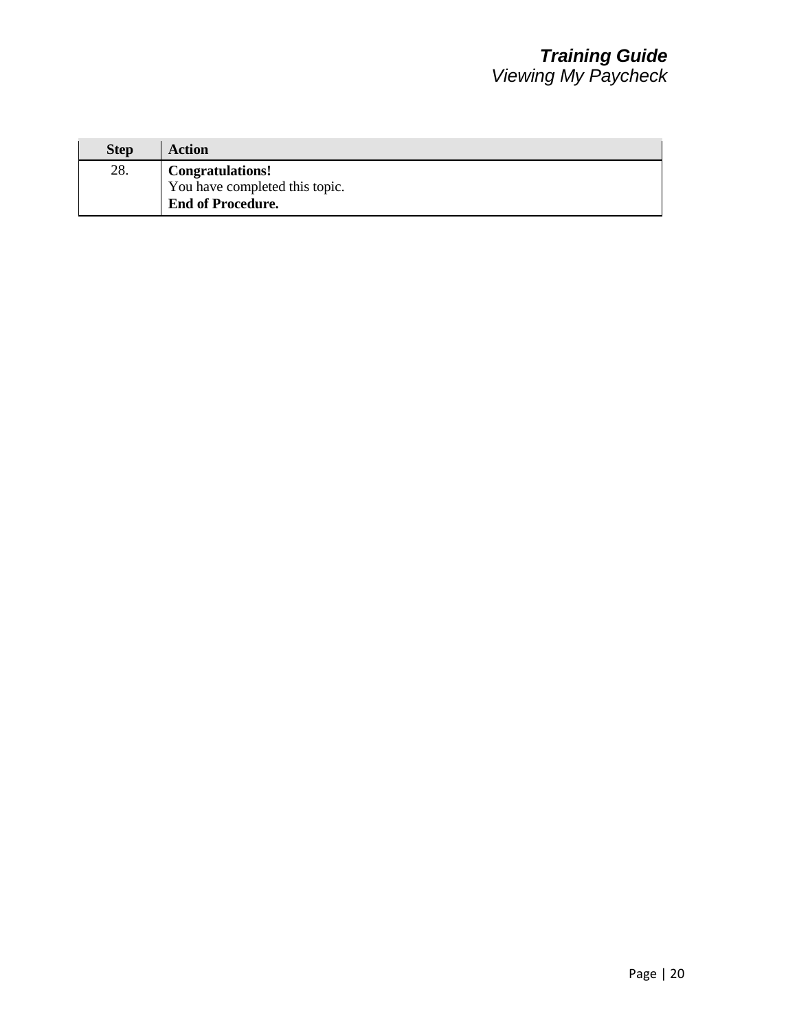| Step | Action |
| --- | --- |
| 28. | **Congratulations!**<br>You have completed this topic.<br>**End of Procedure.** |